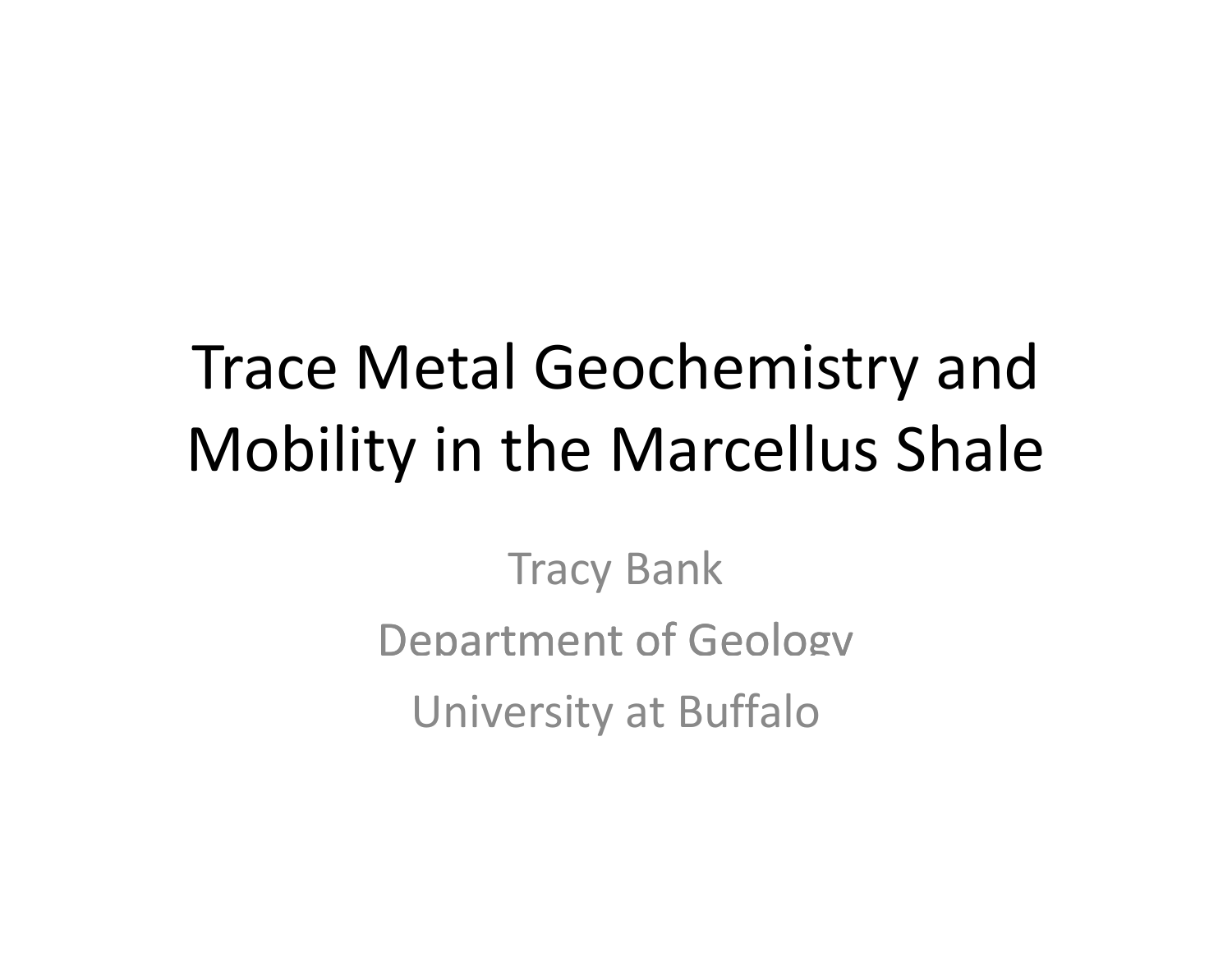# Trace Metal Geochemistry and Mobility in the Marcellus Shale

Tracy Bank

Department of Geology

University at Buffalo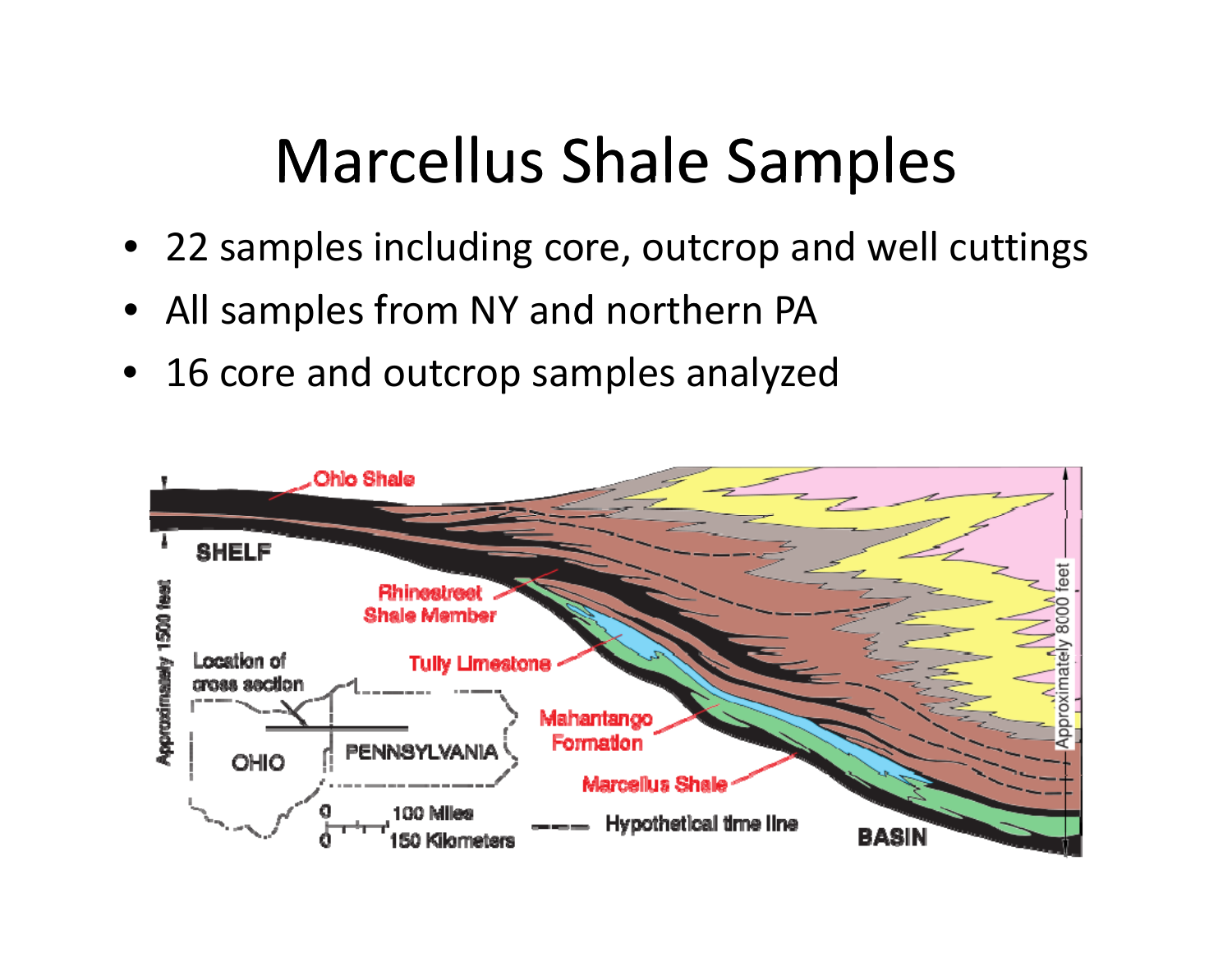# Marcellus Shale Samples

- 22 samples including core, outcrop and well cuttings
- All samples from NY and northern PA
- 16 core and outcrop samples analyzed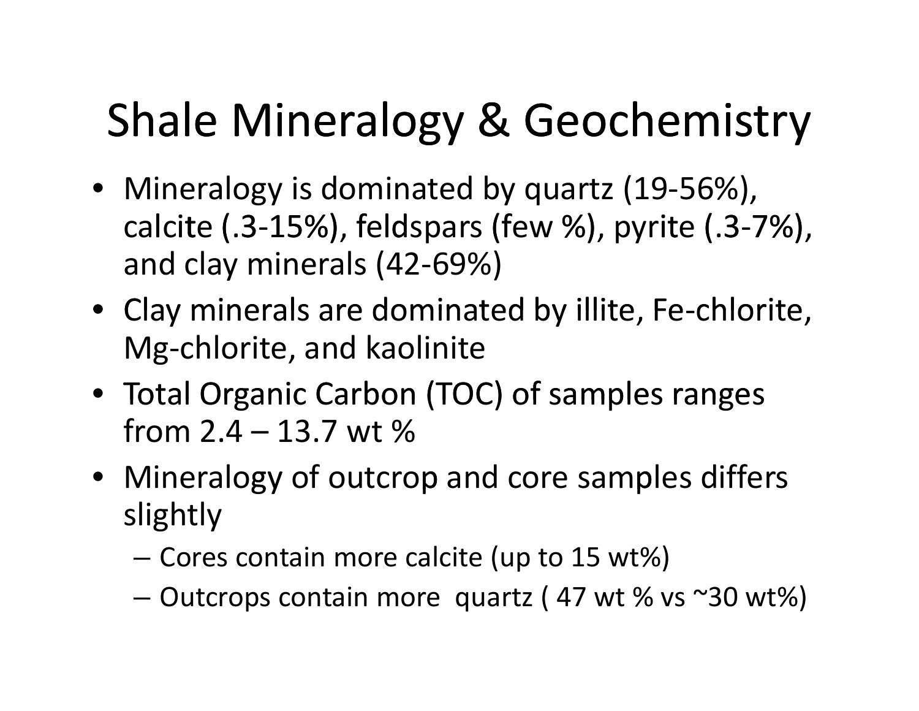# Shale Mineralogy & Geochemistry

- Mineralogy is dominated by quartz (19-56%), calcite (.3-15%), feldspars (few %), pyrite (.3-7%), and clay minerals (42-69%)
- Clay minerals are dominated by illite, Fe-chlorite, Mg-chlorite, and kaolinite
- Total Organic Carbon (TOC) of samples ranges from 2.4 – 13.7 wt %
- Mineralogy of outcrop and core samples differs slightly
  - Cores contain more calcite (up to 15 wt%)
  - Outcrops contain more quartz ( 47 wt % vs ~30 wt%)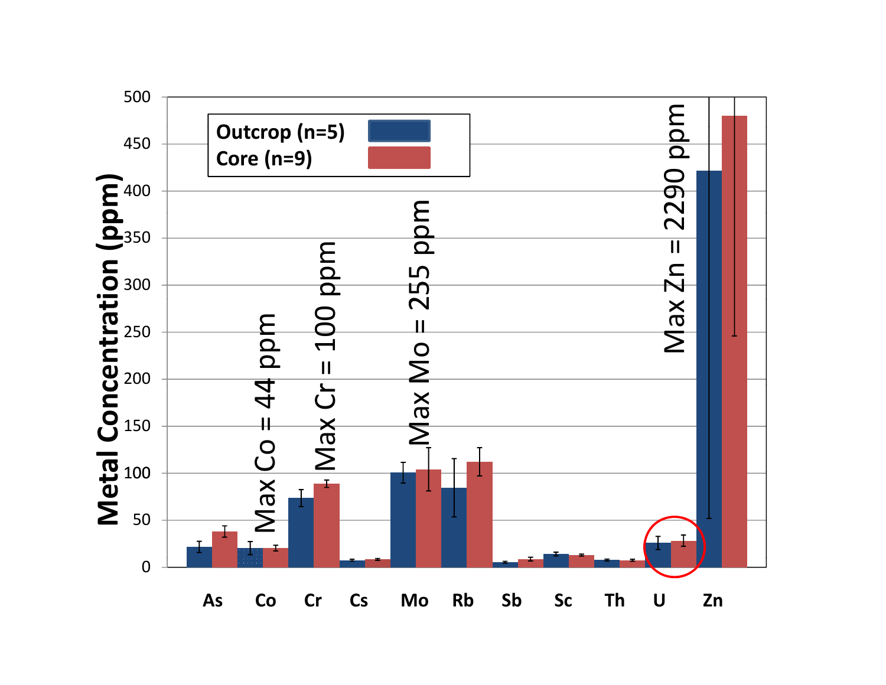Metal Concentration (ppm)

Outcrop (n=5)

Core (n=9)

Max Co = 44 ppm

Max Cr = 100 ppm

Max Mo = 255 ppm

Max Zn = 2290 ppm

As, Co, Cr, Cs, Mo, Rb, Sb, Sc, Th, U, Zn

0, 50, 100, 150, 200, 250, 300, 350, 400, 450, 500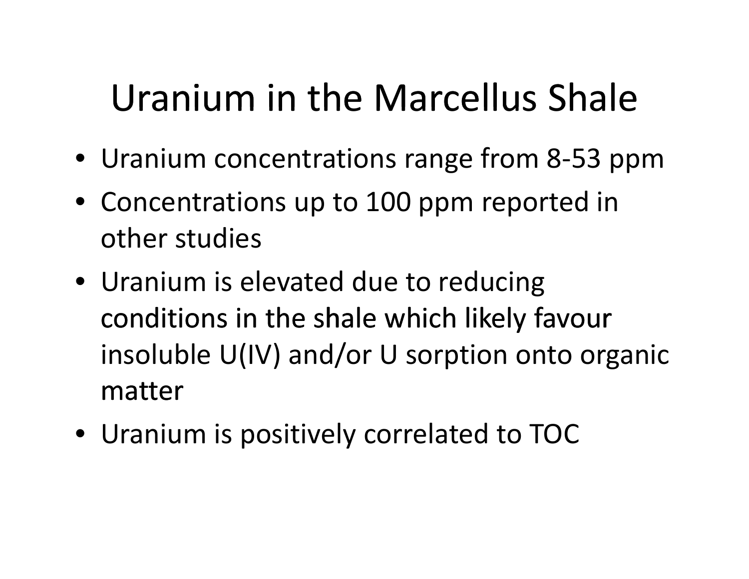# Uranium in the Marcellus Shale

- Uranium concentrations range from 8-53 ppm
- Concentrations up to 100 ppm reported in other studies
- Uranium is elevated due to reducing conditions in the shale which likely favour insoluble U(IV) and/or U sorption onto organic matter
- Uranium is positively correlated to TOC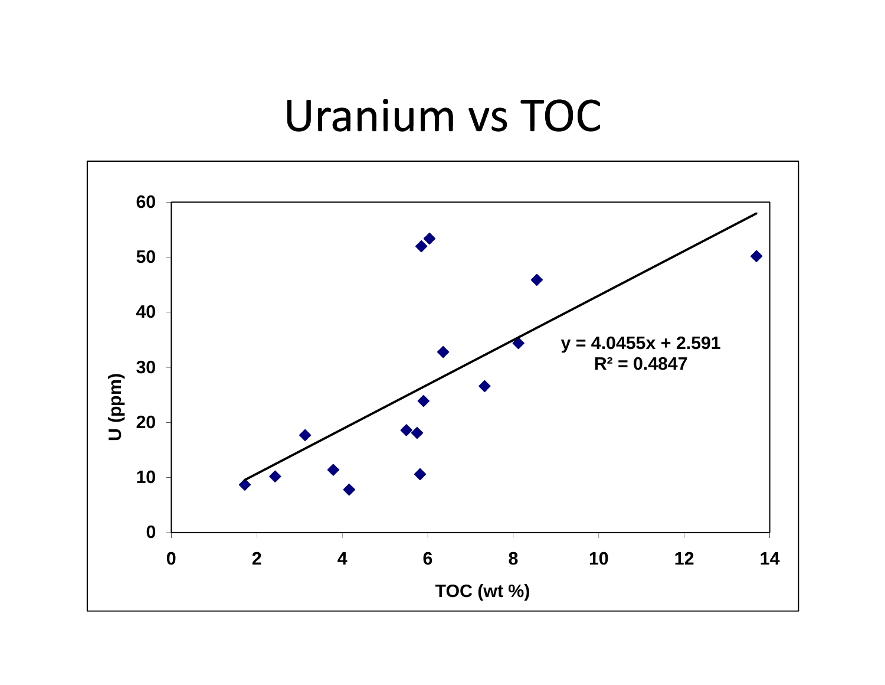# Uranium vs TOC

U (ppm)

TOC (wt %)

$y = 4.0455x + 2.591$
$R^2 = 0.4847$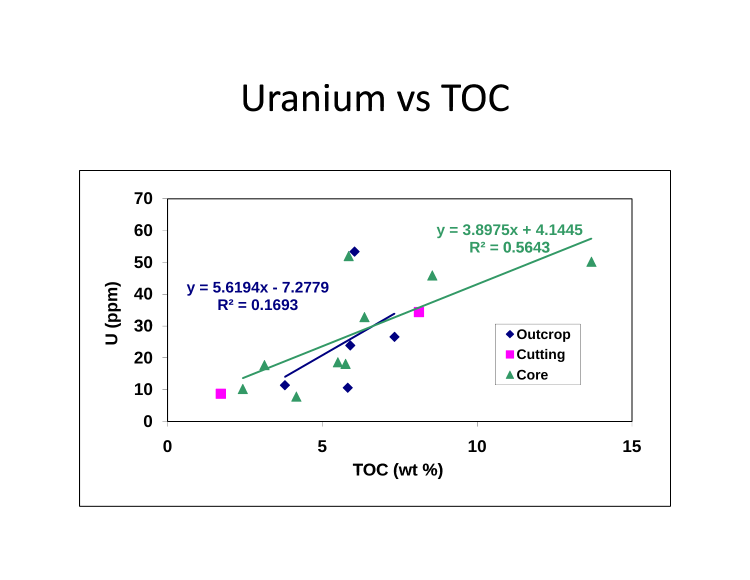# Uranium vs TOC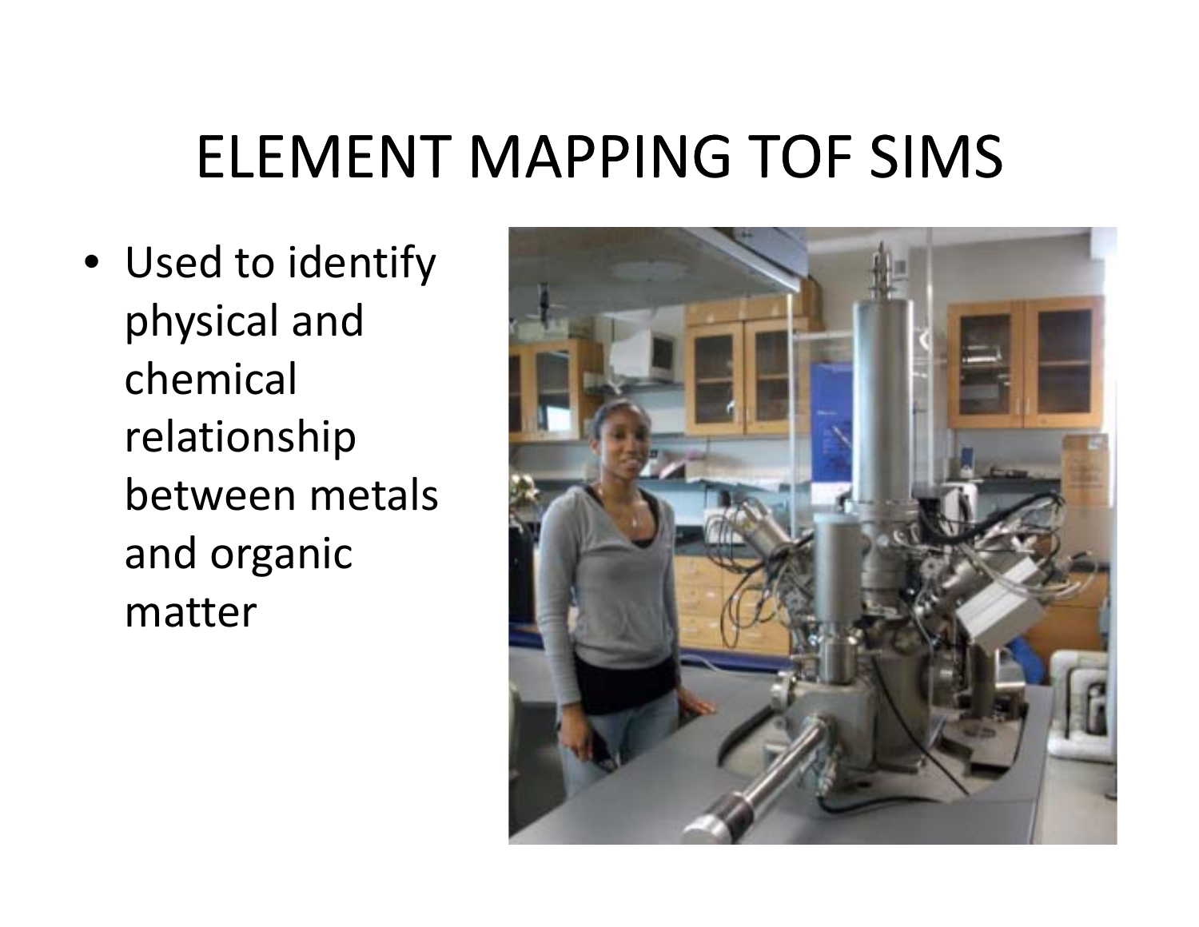# ELEMENT MAPPING TOF SIMS

- Used to identify physical and chemical relationship between metals and organic matter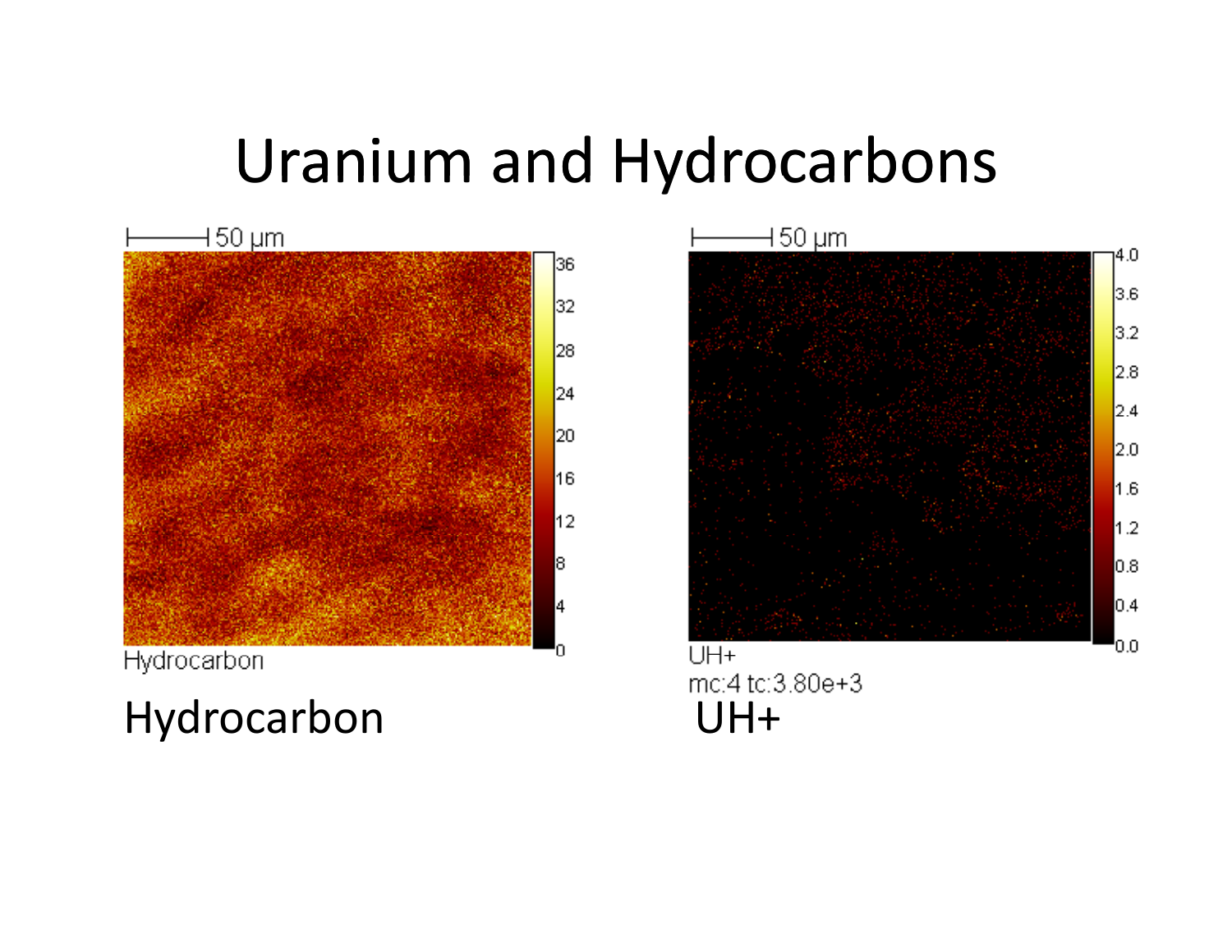# Uranium and Hydrocarbons

Hydrocarbon

UH+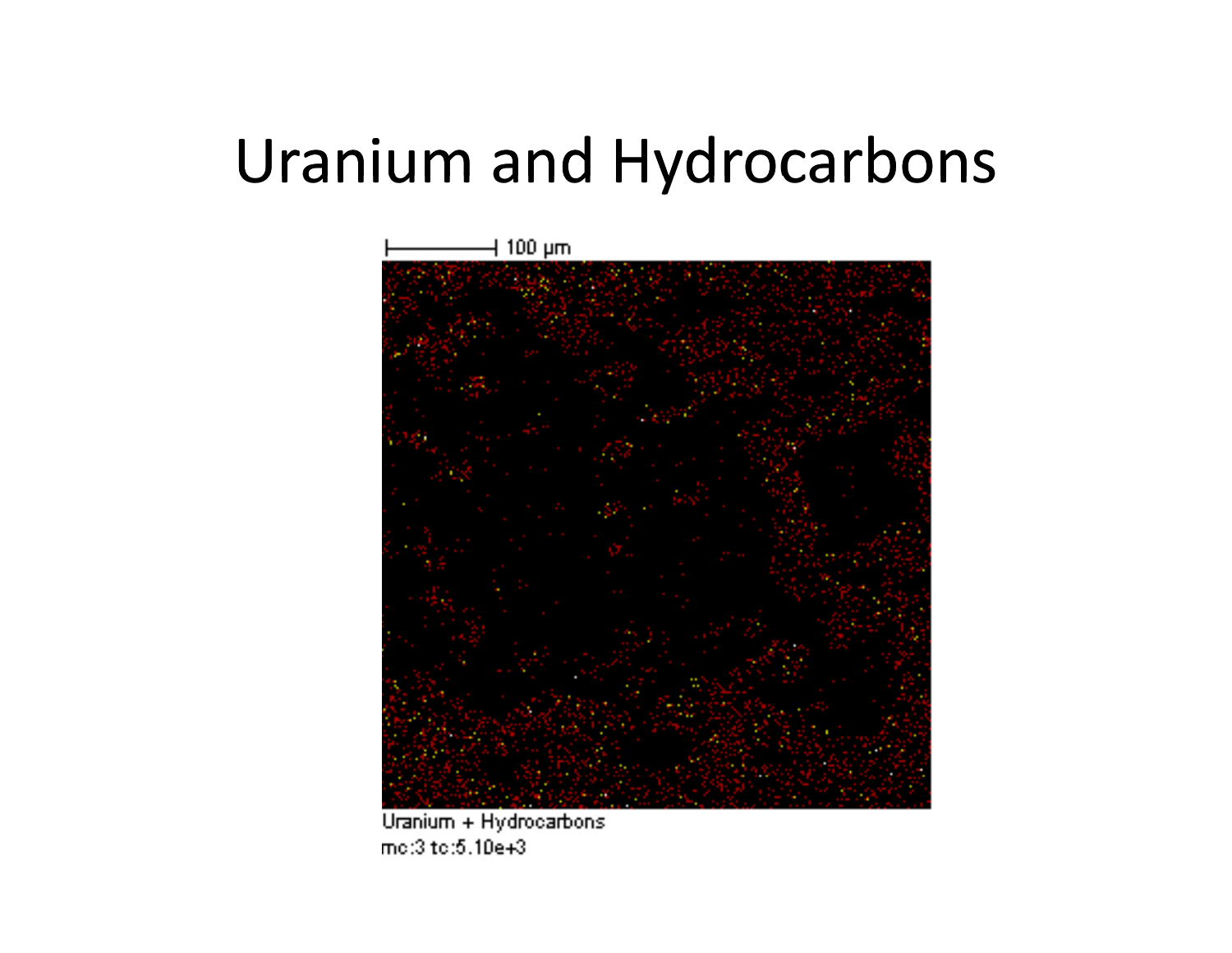# Uranium and Hydrocarbons

100 µm

Uranium + Hydrocarbons
mc:3 tc:5.10e+3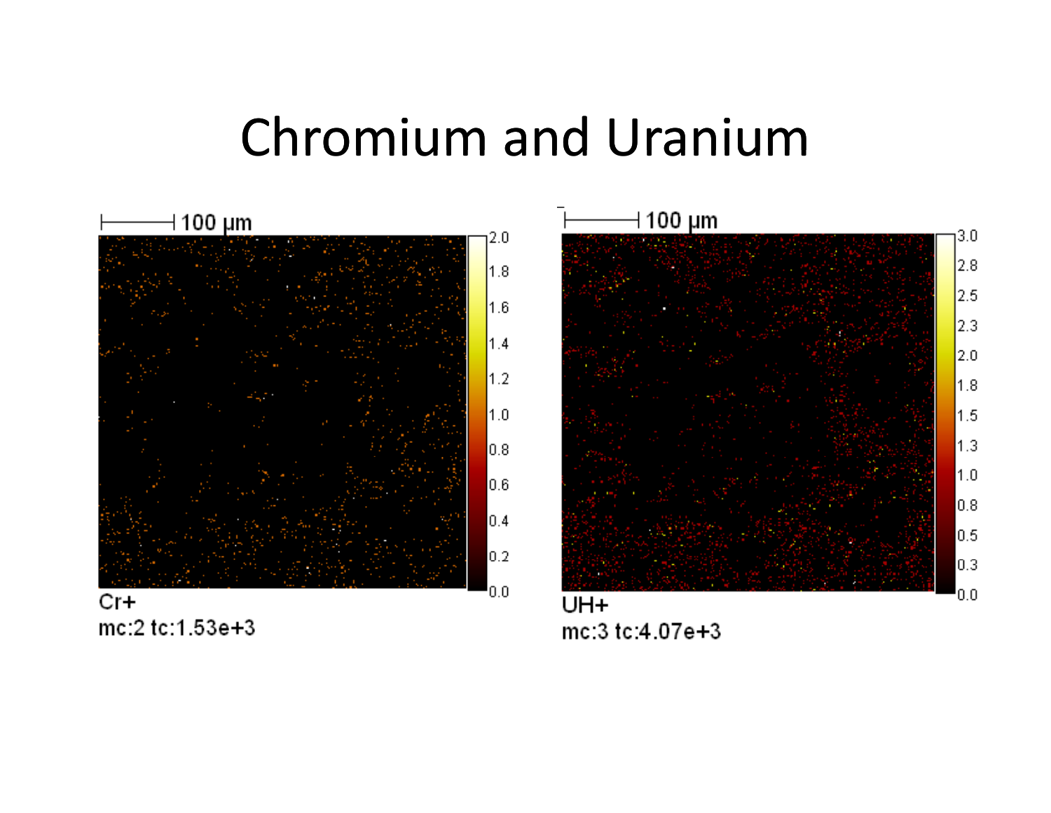# Chromium and Uranium

100 µm

Cr+

mc:2 tc:1.53e+3

100 µm

UH+

mc:3 tc:4.07e+3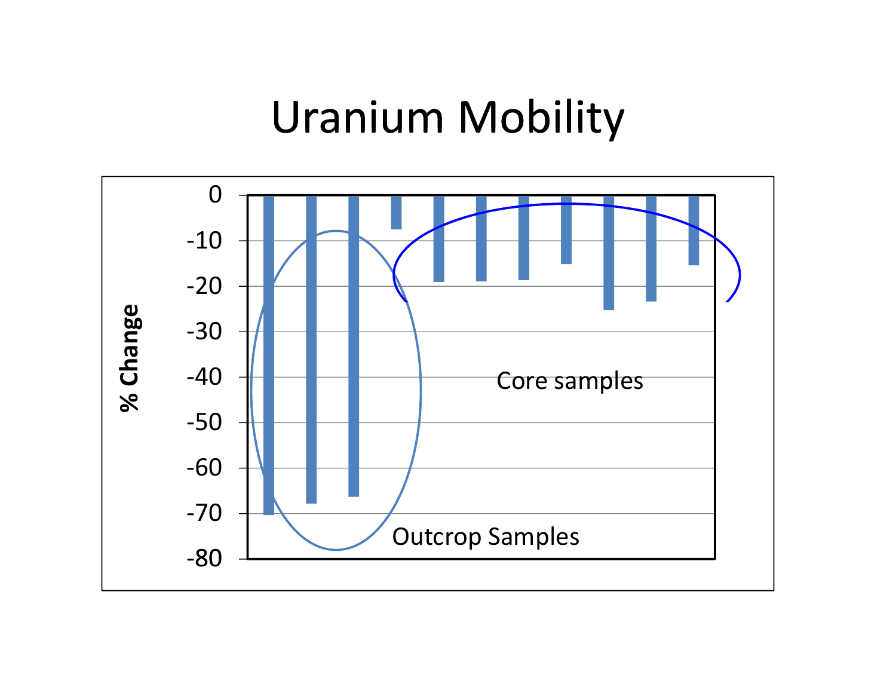# Uranium Mobility

% Change

0
-10
-20
-30
-40
-50
-60
-70
-80

Core samples

Outcrop Samples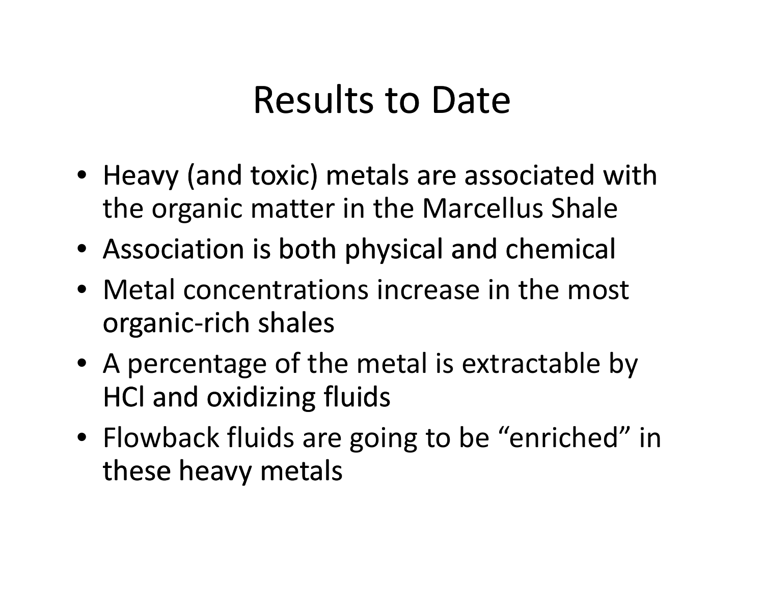# Results to Date

- Heavy (and toxic) metals are associated with the organic matter in the Marcellus Shale
- Association is both physical and chemical
- Metal concentrations increase in the most organic-rich shales
- A percentage of the metal is extractable by HCl and oxidizing fluids
- Flowback fluids are going to be “enriched” in these heavy metals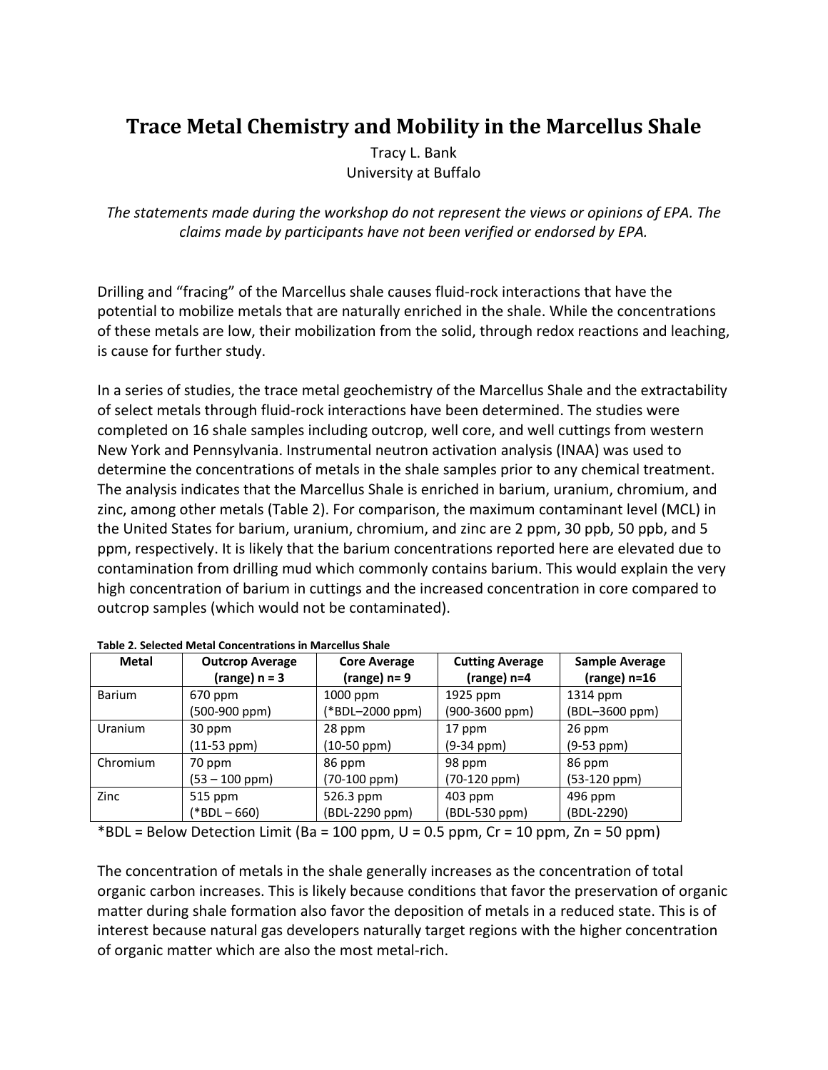# Trace Metal Chemistry and Mobility in the Marcellus Shale

Tracy L. Bank
University at Buffalo

*The statements made during the workshop do not represent the views or opinions of EPA. The claims made by participants have not been verified or endorsed by EPA.*

Drilling and "fracing" of the Marcellus shale causes fluid-rock interactions that have the potential to mobilize metals that are naturally enriched in the shale. While the concentrations of these metals are low, their mobilization from the solid, through redox reactions and leaching, is cause for further study.

In a series of studies, the trace metal geochemistry of the Marcellus Shale and the extractability of select metals through fluid-rock interactions have been determined. The studies were completed on 16 shale samples including outcrop, well core, and well cuttings from western New York and Pennsylvania. Instrumental neutron activation analysis (INAA) was used to determine the concentrations of metals in the shale samples prior to any chemical treatment. The analysis indicates that the Marcellus Shale is enriched in barium, uranium, chromium, and zinc, among other metals (Table 2). For comparison, the maximum contaminant level (MCL) in the United States for barium, uranium, chromium, and zinc are 2 ppm, 30 ppb, 50 ppb, and 5 ppm, respectively. It is likely that the barium concentrations reported here are elevated due to contamination from drilling mud which commonly contains barium. This would explain the very high concentration of barium in cuttings and the increased concentration in core compared to outcrop samples (which would not be contaminated).

**Table 2. Selected Metal Concentrations in Marcellus Shale**

| Metal | Outcrop Average (range) n = 3 | Core Average (range) n= 9 | Cutting Average (range) n=4 | Sample Average (range) n=16 |
|---|---|---|---|---|
| Barium | 670 ppm (500-900 ppm) | 1000 ppm (*BDL–2000 ppm) | 1925 ppm (900-3600 ppm) | 1314 ppm (BDL–3600 ppm) |
| Uranium | 30 ppm (11-53 ppm) | 28 ppm (10-50 ppm) | 17 ppm (9-34 ppm) | 26 ppm (9-53 ppm) |
| Chromium | 70 ppm (53 – 100 ppm) | 86 ppm (70-100 ppm) | 98 ppm (70-120 ppm) | 86 ppm (53-120 ppm) |
| Zinc | 515 ppm (*BDL – 660) | 526.3 ppm (BDL-2290 ppm) | 403 ppm (BDL-530 ppm) | 496 ppm (BDL-2290) |

*BDL = Below Detection Limit (Ba = 100 ppm, U = 0.5 ppm, Cr = 10 ppm, Zn = 50 ppm)

The concentration of metals in the shale generally increases as the concentration of total organic carbon increases. This is likely because conditions that favor the preservation of organic matter during shale formation also favor the deposition of metals in a reduced state. This is of interest because natural gas developers naturally target regions with the higher concentration of organic matter which are also the most metal-rich.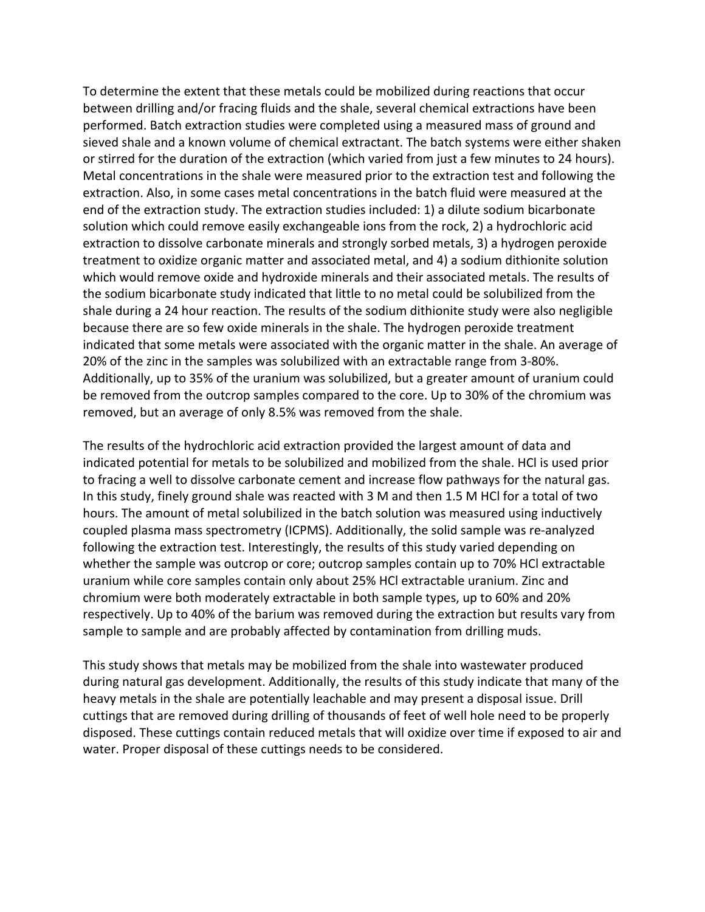To determine the extent that these metals could be mobilized during reactions that occur between drilling and/or fracing fluids and the shale, several chemical extractions have been performed. Batch extraction studies were completed using a measured mass of ground and sieved shale and a known volume of chemical extractant. The batch systems were either shaken or stirred for the duration of the extraction (which varied from just a few minutes to 24 hours). Metal concentrations in the shale were measured prior to the extraction test and following the extraction. Also, in some cases metal concentrations in the batch fluid were measured at the end of the extraction study. The extraction studies included: 1) a dilute sodium bicarbonate solution which could remove easily exchangeable ions from the rock, 2) a hydrochloric acid extraction to dissolve carbonate minerals and strongly sorbed metals, 3) a hydrogen peroxide treatment to oxidize organic matter and associated metal, and 4) a sodium dithionite solution which would remove oxide and hydroxide minerals and their associated metals. The results of the sodium bicarbonate study indicated that little to no metal could be solubilized from the shale during a 24 hour reaction. The results of the sodium dithionite study were also negligible because there are so few oxide minerals in the shale. The hydrogen peroxide treatment indicated that some metals were associated with the organic matter in the shale. An average of 20% of the zinc in the samples was solubilized with an extractable range from 3-80%. Additionally, up to 35% of the uranium was solubilized, but a greater amount of uranium could be removed from the outcrop samples compared to the core. Up to 30% of the chromium was removed, but an average of only 8.5% was removed from the shale.

The results of the hydrochloric acid extraction provided the largest amount of data and indicated potential for metals to be solubilized and mobilized from the shale. HCl is used prior to fracing a well to dissolve carbonate cement and increase flow pathways for the natural gas. In this study, finely ground shale was reacted with 3 M and then 1.5 M HCl for a total of two hours. The amount of metal solubilized in the batch solution was measured using inductively coupled plasma mass spectrometry (ICPMS). Additionally, the solid sample was re-analyzed following the extraction test. Interestingly, the results of this study varied depending on whether the sample was outcrop or core; outcrop samples contain up to 70% HCl extractable uranium while core samples contain only about 25% HCl extractable uranium. Zinc and chromium were both moderately extractable in both sample types, up to 60% and 20% respectively. Up to 40% of the barium was removed during the extraction but results vary from sample to sample and are probably affected by contamination from drilling muds.

This study shows that metals may be mobilized from the shale into wastewater produced during natural gas development. Additionally, the results of this study indicate that many of the heavy metals in the shale are potentially leachable and may present a disposal issue. Drill cuttings that are removed during drilling of thousands of feet of well hole need to be properly disposed. These cuttings contain reduced metals that will oxidize over time if exposed to air and water. Proper disposal of these cuttings needs to be considered.